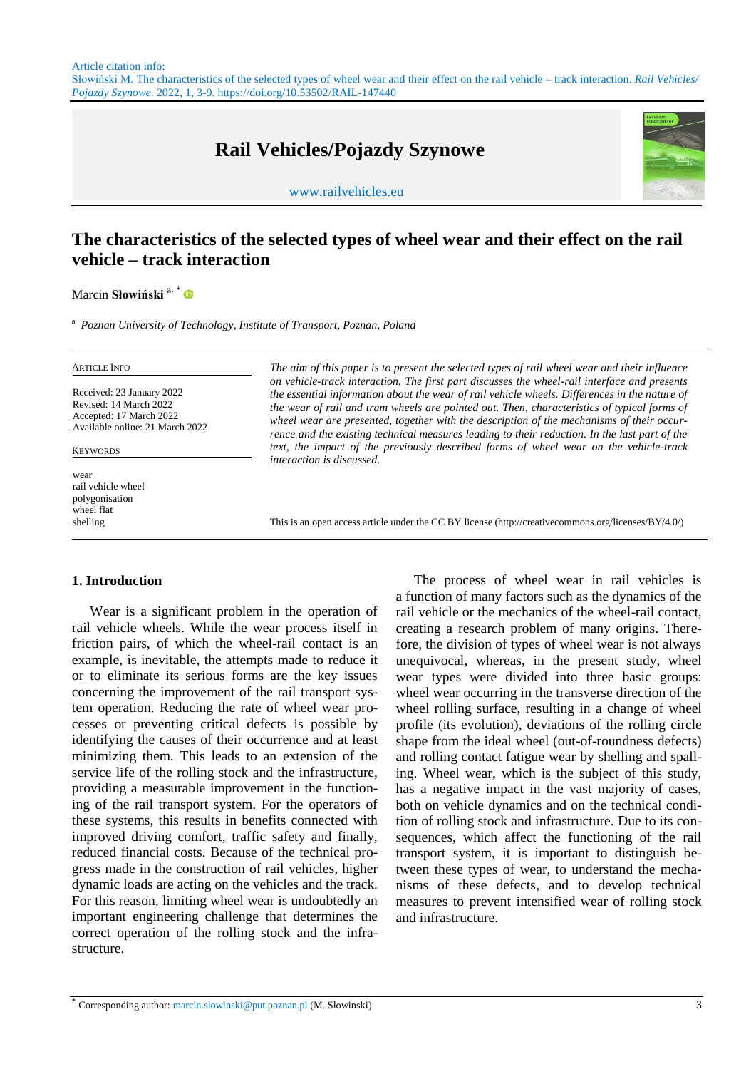Article citation info:
Słowiński M. The characteristics of the selected types of wheel wear and their effect on the rail vehicle – track interaction. *Rail Vehicles/Pojazdy Szynowe*. 2022, 1, 3-9. https://doi.org/10.53502/RAIL-147440

**Rail Vehicles/Pojazdy Szynowe**

www.railvehicles.eu

# The characteristics of the selected types of wheel wear and their effect on the rail vehicle – track interaction

Marcin **Słowiński** [a, *]

[a] *Poznan University of Technology, Institute of Transport, Poznan, Poland*

ARTICLE INFO

Received: 23 January 2022
Revised: 14 March 2022
Accepted: 17 March 2022
Available online: 21 March 2022

KEYWORDS

wear
rail vehicle wheel
polygonisation
wheel flat
shelling

*The aim of this paper is to present the selected types of rail wheel wear and their influence on vehicle-track interaction. The first part discusses the wheel-rail interface and presents the essential information about the wear of rail vehicle wheels. Differences in the nature of the wear of rail and tram wheels are pointed out. Then, characteristics of typical forms of wheel wear are presented, together with the description of the mechanisms of their occurrence and the existing technical measures leading to their reduction. In the last part of the text, the impact of the previously described forms of wheel wear on the vehicle-track interaction is discussed.*

This is an open access article under the CC BY license (http://creativecommons.org/licenses/BY/4.0/)

## 1. Introduction

Wear is a significant problem in the operation of rail vehicle wheels. While the wear process itself in friction pairs, of which the wheel-rail contact is an example, is inevitable, the attempts made to reduce it or to eliminate its serious forms are the key issues concerning the improvement of the rail transport system operation. Reducing the rate of wheel wear processes or preventing critical defects is possible by identifying the causes of their occurrence and at least minimizing them. This leads to an extension of the service life of the rolling stock and the infrastructure, providing a measurable improvement in the functioning of the rail transport system. For the operators of these systems, this results in benefits connected with improved driving comfort, traffic safety and finally, reduced financial costs. Because of the technical progress made in the construction of rail vehicles, higher dynamic loads are acting on the vehicles and the track. For this reason, limiting wheel wear is undoubtedly an important engineering challenge that determines the correct operation of the rolling stock and the infrastructure.

The process of wheel wear in rail vehicles is a function of many factors such as the dynamics of the rail vehicle or the mechanics of the wheel-rail contact, creating a research problem of many origins. Therefore, the division of types of wheel wear is not always unequivocal, whereas, in the present study, wheel wear types were divided into three basic groups: wheel wear occurring in the transverse direction of the wheel rolling surface, resulting in a change of wheel profile (its evolution), deviations of the rolling circle shape from the ideal wheel (out-of-roundness defects) and rolling contact fatigue wear by shelling and spalling. Wheel wear, which is the subject of this study, has a negative impact in the vast majority of cases, both on vehicle dynamics and on the technical condition of rolling stock and infrastructure. Due to its consequences, which affect the functioning of the rail transport system, it is important to distinguish between these types of wear, to understand the mechanisms of these defects, and to develop technical measures to prevent intensified wear of rolling stock and infrastructure.

[*] Corresponding author: marcin.slowinski@put.poznan.pl (M. Slowinski)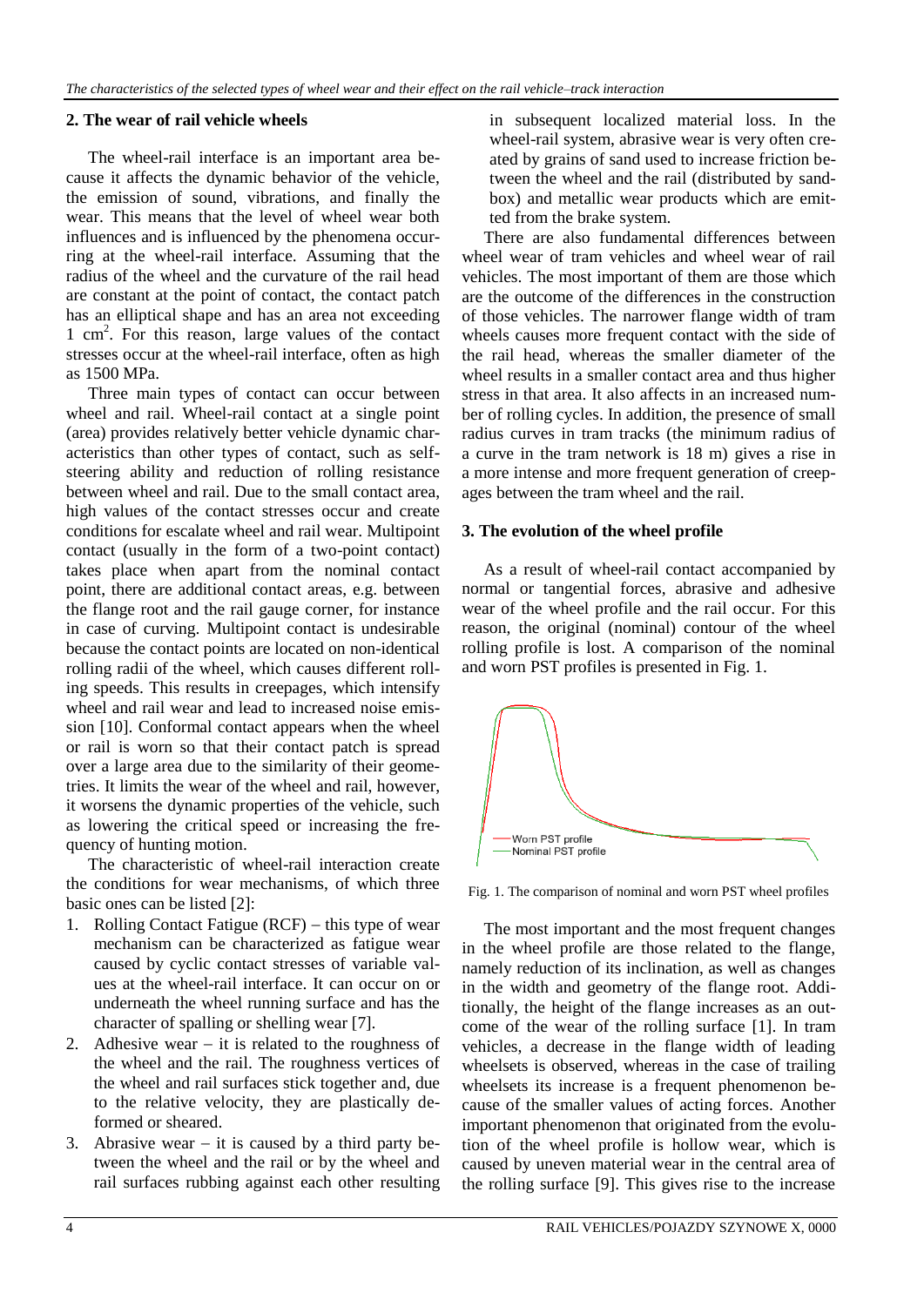## 2. The wear of rail vehicle wheels

The wheel-rail interface is an important area because it affects the dynamic behavior of the vehicle, the emission of sound, vibrations, and finally the wear. This means that the level of wheel wear both influences and is influenced by the phenomena occurring at the wheel-rail interface. Assuming that the radius of the wheel and the curvature of the rail head are constant at the point of contact, the contact patch has an elliptical shape and has an area not exceeding 1 $cm^2$. For this reason, large values of the contact stresses occur at the wheel-rail interface, often as high as 1500 MPa.

Three main types of contact can occur between wheel and rail. Wheel-rail contact at a single point (area) provides relatively better vehicle dynamic characteristics than other types of contact, such as self-steering ability and reduction of rolling resistance between wheel and rail. Due to the small contact area, high values of the contact stresses occur and create conditions for escalate wheel and rail wear. Multipoint contact (usually in the form of a two-point contact) takes place when apart from the nominal contact point, there are additional contact areas, e.g. between the flange root and the rail gauge corner, for instance in case of curving. Multipoint contact is undesirable because the contact points are located on non-identical rolling radii of the wheel, which causes different rolling speeds. This results in creepages, which intensify wheel and rail wear and lead to increased noise emission [10]. Conformal contact appears when the wheel or rail is worn so that their contact patch is spread over a large area due to the similarity of their geometries. It limits the wear of the wheel and rail, however, it worsens the dynamic properties of the vehicle, such as lowering the critical speed or increasing the frequency of hunting motion.

The characteristic of wheel-rail interaction create the conditions for wear mechanisms, of which three basic ones can be listed [2]:

1. Rolling Contact Fatigue (RCF) – this type of wear mechanism can be characterized as fatigue wear caused by cyclic contact stresses of variable values at the wheel-rail interface. It can occur on or underneath the wheel running surface and has the character of spalling or shelling wear [7].
2. Adhesive wear – it is related to the roughness of the wheel and the rail. The roughness vertices of the wheel and rail surfaces stick together and, due to the relative velocity, they are plastically deformed or sheared.
3. Abrasive wear – it is caused by a third party between the wheel and the rail or by the wheel and rail surfaces rubbing against each other resulting in subsequent localized material loss. In the wheel-rail system, abrasive wear is very often created by grains of sand used to increase friction between the wheel and the rail (distributed by sandbox) and metallic wear products which are emitted from the brake system.

There are also fundamental differences between wheel wear of tram vehicles and wheel wear of rail vehicles. The most important of them are those which are the outcome of the differences in the construction of those vehicles. The narrower flange width of tram wheels causes more frequent contact with the side of the rail head, whereas the smaller diameter of the wheel results in a smaller contact area and thus higher stress in that area. It also affects in an increased number of rolling cycles. In addition, the presence of small radius curves in tram tracks (the minimum radius of a curve in the tram network is 18 m) gives a rise in a more intense and more frequent generation of creepages between the tram wheel and the rail.

## 3. The evolution of the wheel profile

As a result of wheel-rail contact accompanied by normal or tangential forces, abrasive and adhesive wear of the wheel profile and the rail occur. For this reason, the original (nominal) contour of the wheel rolling profile is lost. A comparison of the nominal and worn PST profiles is presented in Fig. 1.

Fig. 1. The comparison of nominal and worn PST wheel profiles

The most important and the most frequent changes in the wheel profile are those related to the flange, namely reduction of its inclination, as well as changes in the width and geometry of the flange root. Additionally, the height of the flange increases as an outcome of the wear of the rolling surface [1]. In tram vehicles, a decrease in the flange width of leading wheelsets is observed, whereas in the case of trailing wheelsets its increase is a frequent phenomenon because of the smaller values of acting forces. Another important phenomenon that originated from the evolution of the wheel profile is hollow wear, which is caused by uneven material wear in the central area of the rolling surface [9]. This gives rise to the increase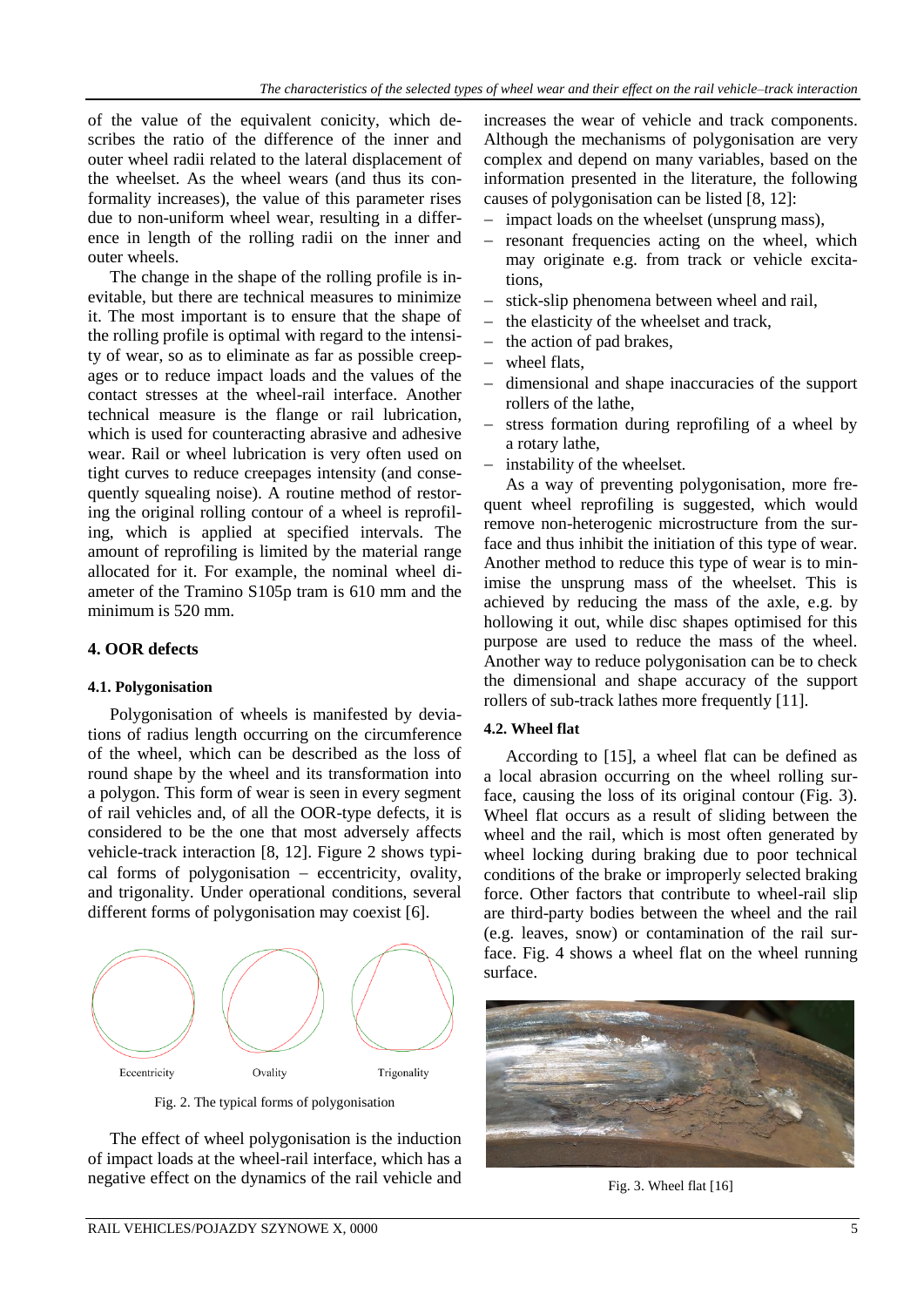of the value of the equivalent conicity, which describes the ratio of the difference of the inner and outer wheel radii related to the lateral displacement of the wheelset. As the wheel wears (and thus its conformality increases), the value of this parameter rises due to non-uniform wheel wear, resulting in a difference in length of the rolling radii on the inner and outer wheels.

The change in the shape of the rolling profile is inevitable, but there are technical measures to minimize it. The most important is to ensure that the shape of the rolling profile is optimal with regard to the intensity of wear, so as to eliminate as far as possible creepages or to reduce impact loads and the values of the contact stresses at the wheel-rail interface. Another technical measure is the flange or rail lubrication, which is used for counteracting abrasive and adhesive wear. Rail or wheel lubrication is very often used on tight curves to reduce creepages intensity (and consequently squealing noise). A routine method of restoring the original rolling contour of a wheel is reprofiling, which is applied at specified intervals. The amount of reprofiling is limited by the material range allocated for it. For example, the nominal wheel diameter of the Tramino S105p tram is 610 mm and the minimum is 520 mm.

## 4. OOR defects

### 4.1. Polygonisation

Polygonisation of wheels is manifested by deviations of radius length occurring on the circumference of the wheel, which can be described as the loss of round shape by the wheel and its transformation into a polygon. This form of wear is seen in every segment of rail vehicles and, of all the OOR-type defects, it is considered to be the one that most adversely affects vehicle-track interaction [8, 12]. Figure 2 shows typical forms of polygonisation – eccentricity, ovality, and trigonality. Under operational conditions, several different forms of polygonisation may coexist [6].

Eccentricity Ovality Trigonality

Fig. 2. The typical forms of polygonisation

The effect of wheel polygonisation is the induction of impact loads at the wheel-rail interface, which has a negative effect on the dynamics of the rail vehicle and increases the wear of vehicle and track components. Although the mechanisms of polygonisation are very complex and depend on many variables, based on the information presented in the literature, the following causes of polygonisation can be listed [8, 12]:

- impact loads on the wheelset (unsprung mass),
- resonant frequencies acting on the wheel, which may originate e.g. from track or vehicle excitations,
- stick-slip phenomena between wheel and rail,
- the elasticity of the wheelset and track,
- the action of pad brakes,
- wheel flats,
- dimensional and shape inaccuracies of the support rollers of the lathe,
- stress formation during reprofiling of a wheel by a rotary lathe,
- instability of the wheelset.

As a way of preventing polygonisation, more frequent wheel reprofiling is suggested, which would remove non-heterogenic microstructure from the surface and thus inhibit the initiation of this type of wear. Another method to reduce this type of wear is to minimise the unsprung mass of the wheelset. This is achieved by reducing the mass of the axle, e.g. by hollowing it out, while disc shapes optimised for this purpose are used to reduce the mass of the wheel. Another way to reduce polygonisation can be to check the dimensional and shape accuracy of the support rollers of sub-track lathes more frequently [11].

### 4.2. Wheel flat

According to [15], a wheel flat can be defined as a local abrasion occurring on the wheel rolling surface, causing the loss of its original contour (Fig. 3). Wheel flat occurs as a result of sliding between the wheel and the rail, which is most often generated by wheel locking during braking due to poor technical conditions of the brake or improperly selected braking force. Other factors that contribute to wheel-rail slip are third-party bodies between the wheel and the rail (e.g. leaves, snow) or contamination of the rail surface. Fig. 4 shows a wheel flat on the wheel running surface.

Fig. 3. Wheel flat [16]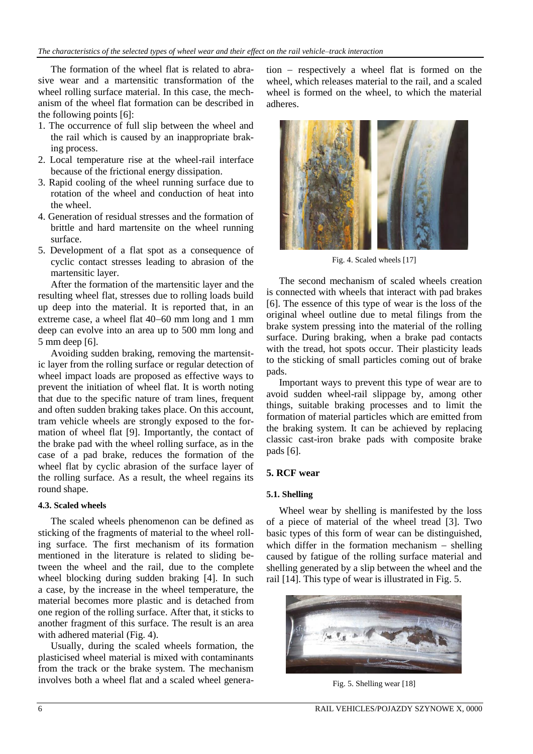The formation of the wheel flat is related to abrasive wear and a martensitic transformation of the wheel rolling surface material. In this case, the mechanism of the wheel flat formation can be described in the following points [6]:

1. The occurrence of full slip between the wheel and the rail which is caused by an inappropriate braking process.
2. Local temperature rise at the wheel-rail interface because of the frictional energy dissipation.
3. Rapid cooling of the wheel running surface due to rotation of the wheel and conduction of heat into the wheel.
4. Generation of residual stresses and the formation of brittle and hard martensite on the wheel running surface.
5. Development of a flat spot as a consequence of cyclic contact stresses leading to abrasion of the martensitic layer.

After the formation of the martensitic layer and the resulting wheel flat, stresses due to rolling loads build up deep into the material. It is reported that, in an extreme case, a wheel flat 40–60 mm long and 1 mm deep can evolve into an area up to 500 mm long and 5 mm deep [6].

Avoiding sudden braking, removing the martensitic layer from the rolling surface or regular detection of wheel impact loads are proposed as effective ways to prevent the initiation of wheel flat. It is worth noting that due to the specific nature of tram lines, frequent and often sudden braking takes place. On this account, tram vehicle wheels are strongly exposed to the formation of wheel flat [9]. Importantly, the contact of the brake pad with the wheel rolling surface, as in the case of a pad brake, reduces the formation of the wheel flat by cyclic abrasion of the surface layer of the rolling surface. As a result, the wheel regains its round shape.

#### 4.3. Scaled wheels

The scaled wheels phenomenon can be defined as sticking of the fragments of material to the wheel rolling surface. The first mechanism of its formation mentioned in the literature is related to sliding between the wheel and the rail, due to the complete wheel blocking during sudden braking [4]. In such a case, by the increase in the wheel temperature, the material becomes more plastic and is detached from one region of the rolling surface. After that, it sticks to another fragment of this surface. The result is an area with adhered material (Fig. 4).

Usually, during the scaled wheels formation, the plasticised wheel material is mixed with contaminants from the track or the brake system. The mechanism involves both a wheel flat and a scaled wheel generation – respectively a wheel flat is formed on the wheel, which releases material to the rail, and a scaled wheel is formed on the wheel, to which the material adheres.

Fig. 4. Scaled wheels [17]

The second mechanism of scaled wheels creation is connected with wheels that interact with pad brakes [6]. The essence of this type of wear is the loss of the original wheel outline due to metal filings from the brake system pressing into the material of the rolling surface. During braking, when a brake pad contacts with the tread, hot spots occur. Their plasticity leads to the sticking of small particles coming out of brake pads.

Important ways to prevent this type of wear are to avoid sudden wheel-rail slippage by, among other things, suitable braking processes and to limit the formation of material particles which are emitted from the braking system. It can be achieved by replacing classic cast-iron brake pads with composite brake pads [6].

### 5. RCF wear

#### 5.1. Shelling

Wheel wear by shelling is manifested by the loss of a piece of material of the wheel tread [3]. Two basic types of this form of wear can be distinguished, which differ in the formation mechanism – shelling caused by fatigue of the rolling surface material and shelling generated by a slip between the wheel and the rail [14]. This type of wear is illustrated in Fig. 5.

Fig. 5. Shelling wear [18]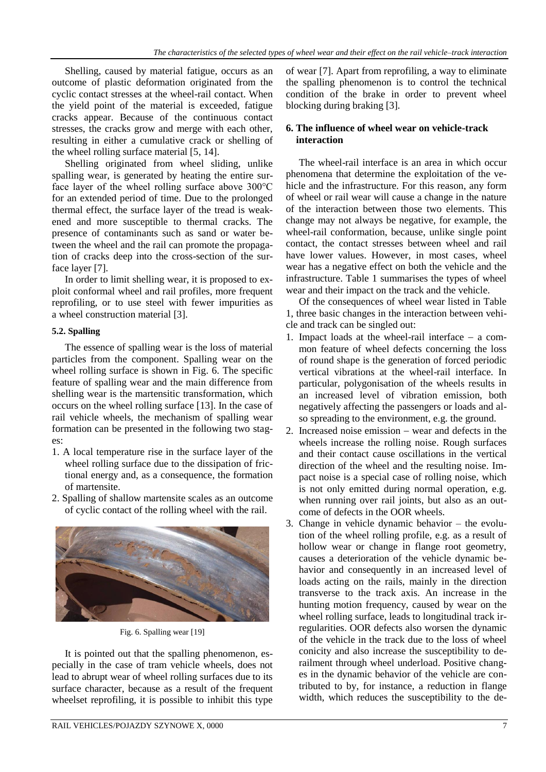Shelling, caused by material fatigue, occurs as an outcome of plastic deformation originated from the cyclic contact stresses at the wheel-rail contact. When the yield point of the material is exceeded, fatigue cracks appear. Because of the continuous contact stresses, the cracks grow and merge with each other, resulting in either a cumulative crack or shelling of the wheel rolling surface material [5, 14].

Shelling originated from wheel sliding, unlike spalling wear, is generated by heating the entire surface layer of the wheel rolling surface above 300°C for an extended period of time. Due to the prolonged thermal effect, the surface layer of the tread is weakened and more susceptible to thermal cracks. The presence of contaminants such as sand or water between the wheel and the rail can promote the propagation of cracks deep into the cross-section of the surface layer [7].

In order to limit shelling wear, it is proposed to exploit conformal wheel and rail profiles, more frequent reprofiling, or to use steel with fewer impurities as a wheel construction material [3].

### 5.2. Spalling

The essence of spalling wear is the loss of material particles from the component. Spalling wear on the wheel rolling surface is shown in Fig. 6. The specific feature of spalling wear and the main difference from shelling wear is the martensitic transformation, which occurs on the wheel rolling surface [13]. In the case of rail vehicle wheels, the mechanism of spalling wear formation can be presented in the following two stages:

1. A local temperature rise in the surface layer of the wheel rolling surface due to the dissipation of frictional energy and, as a consequence, the formation of martensite.
2. Spalling of shallow martensite scales as an outcome of cyclic contact of the rolling wheel with the rail.

Fig. 6. Spalling wear [19]

It is pointed out that the spalling phenomenon, especially in the case of tram vehicle wheels, does not lead to abrupt wear of wheel rolling surfaces due to its surface character, because as a result of the frequent wheelset reprofiling, it is possible to inhibit this type of wear [7]. Apart from reprofiling, a way to eliminate the spalling phenomenon is to control the technical condition of the brake in order to prevent wheel blocking during braking [3].

## 6. The influence of wheel wear on vehicle-track interaction

The wheel-rail interface is an area in which occur phenomena that determine the exploitation of the vehicle and the infrastructure. For this reason, any form of wheel or rail wear will cause a change in the nature of the interaction between those two elements. This change may not always be negative, for example, the wheel-rail conformation, because, unlike single point contact, the contact stresses between wheel and rail have lower values. However, in most cases, wheel wear has a negative effect on both the vehicle and the infrastructure. Table 1 summarises the types of wheel wear and their impact on the track and the vehicle.

Of the consequences of wheel wear listed in Table 1, three basic changes in the interaction between vehicle and track can be singled out:

1. Impact loads at the wheel-rail interface – a common feature of wheel defects concerning the loss of round shape is the generation of forced periodic vertical vibrations at the wheel-rail interface. In particular, polygonisation of the wheels results in an increased level of vibration emission, both negatively affecting the passengers or loads and also spreading to the environment, e.g. the ground.
2. Increased noise emission – wear and defects in the wheels increase the rolling noise. Rough surfaces and their contact cause oscillations in the vertical direction of the wheel and the resulting noise. Impact noise is a special case of rolling noise, which is not only emitted during normal operation, e.g. when running over rail joints, but also as an outcome of defects in the OOR wheels.
3. Change in vehicle dynamic behavior – the evolution of the wheel rolling profile, e.g. as a result of hollow wear or change in flange root geometry, causes a deterioration of the vehicle dynamic behavior and consequently in an increased level of loads acting on the rails, mainly in the direction transverse to the track axis. An increase in the hunting motion frequency, caused by wear on the wheel rolling surface, leads to longitudinal track irregularities. OOR defects also worsen the dynamic of the vehicle in the track due to the loss of wheel conicity and also increase the susceptibility to derailment through wheel underload. Positive changes in the dynamic behavior of the vehicle are contributed to by, for instance, a reduction in flange width, which reduces the susceptibility to the de-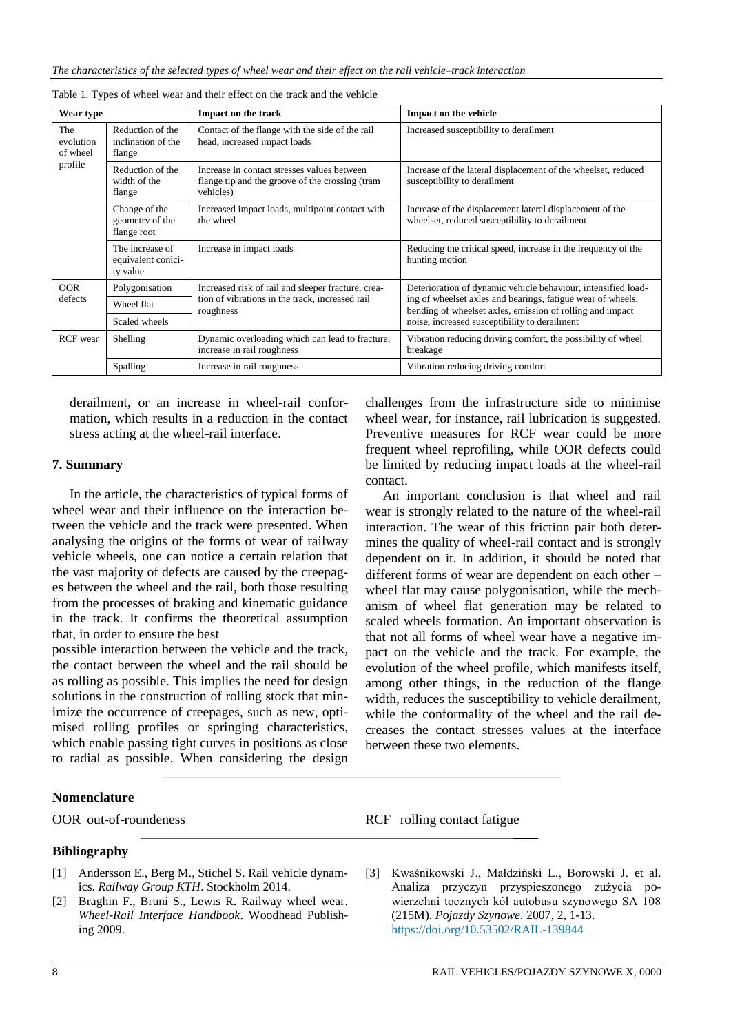Table 1. Types of wheel wear and their effect on the track and the vehicle

| Wear type | | Impact on the track | Impact on the vehicle |
|---|---|---|---|
| The evolution of wheel profile | Reduction of the inclination of the flange | Contact of the flange with the side of the rail head, increased impact loads | Increased susceptibility to derailment |
| | Reduction of the width of the flange | Increase in contact stresses values between flange tip and the groove of the crossing (tram vehicles) | Increase of the lateral displacement of the wheelset, reduced susceptibility to derailment |
| | Change of the geometry of the flange root | Increased impact loads, multipoint contact with the wheel | Increase of the displacement lateral displacement of the wheelset, reduced susceptibility to derailment |
| | The increase of equivalent conicity value | Increase in impact loads | Reducing the critical speed, increase in the frequency of the hunting motion |
| OOR defects | Polygonisation | Increased risk of rail and sleeper fracture, creation of vibrations in the track, increased rail roughness | Deterioration of dynamic vehicle behaviour, intensified loading of wheelset axles and bearings, fatigue wear of wheels, bending of wheelset axles, emission of rolling and impact noise, increased susceptibility to derailment |
| | Wheel flat | | |
| | Scaled wheels | | |
| RCF wear | Shelling | Dynamic overloading which can lead to fracture, increase in rail roughness | Vibration reducing driving comfort, the possibility of wheel breakage |
| | Spalling | Increase in rail roughness | Vibration reducing driving comfort |

derailment, or an increase in wheel-rail conformation, which results in a reduction in the contact stress acting at the wheel-rail interface.

## 7. Summary

In the article, the characteristics of typical forms of wheel wear and their influence on the interaction between the vehicle and the track were presented. When analysing the origins of the forms of wear of railway vehicle wheels, one can notice a certain relation that the vast majority of defects are caused by the creepages between the wheel and the rail, both those resulting from the processes of braking and kinematic guidance in the track. It confirms the theoretical assumption that, in order to ensure the best possible interaction between the vehicle and the track, the contact between the wheel and the rail should be as rolling as possible. This implies the need for design solutions in the construction of rolling stock that minimize the occurrence of creepages, such as new, optimised rolling profiles or springing characteristics, which enable passing tight curves in positions as close to radial as possible. When considering the design challenges from the infrastructure side to minimise wheel wear, for instance, rail lubrication is suggested. Preventive measures for RCF wear could be more frequent wheel reprofiling, while OOR defects could be limited by reducing impact loads at the wheel-rail contact.

An important conclusion is that wheel and rail wear is strongly related to the nature of the wheel-rail interaction. The wear of this friction pair both determines the quality of wheel-rail contact and is strongly dependent on it. In addition, it should be noted that different forms of wear are dependent on each other – wheel flat may cause polygonisation, while the mechanism of wheel flat generation may be related to scaled wheels formation. An important observation is that not all forms of wheel wear have a negative impact on the vehicle and the track. For example, the evolution of the wheel profile, which manifests itself, among other things, in the reduction of the flange width, reduces the susceptibility to vehicle derailment, while the conformality of the wheel and the rail decreases the contact stresses values at the interface between these two elements.

## Nomenclature

OOR out-of-roundeness

RCF rolling contact fatigue

## Bibliography

[1] Andersson E., Berg M., Stichel S. Rail vehicle dynamics. *Railway Group KTH*. Stockholm 2014.

[2] Braghin F., Bruni S., Lewis R. Railway wheel wear. *Wheel-Rail Interface Handbook*. Woodhead Publishing 2009.

[3] Kwaśnikowski J., Małdziński L., Borowski J. et al. Analiza przyczyn przyspieszonego zużycia powierzchni tocznych kół autobusu szynowego SA 108 (215M). *Pojazdy Szynowe*. 2007, 2, 1-13. https://doi.org/10.53502/RAIL-139844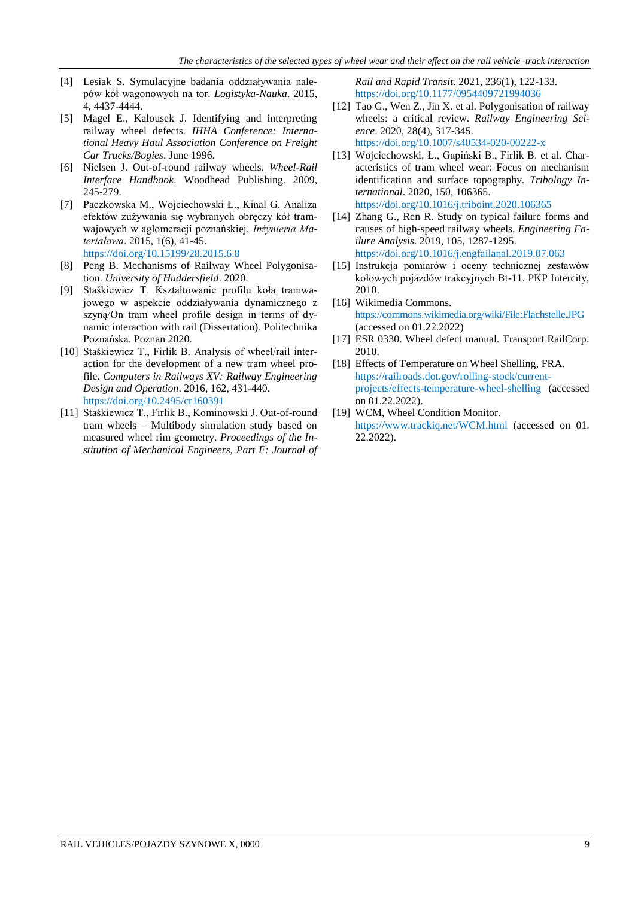- [4] Lesiak S. Symulacyjne badania oddziaływania nalepów kół wagonowych na tor. *Logistyka-Nauka*. 2015, 4, 4437-4444.
- [5] Magel E., Kalousek J. Identifying and interpreting railway wheel defects. *IHHA Conference: International Heavy Haul Association Conference on Freight Car Trucks/Bogies*. June 1996.
- [6] Nielsen J. Out-of-round railway wheels. *Wheel-Rail Interface Handbook*. Woodhead Publishing. 2009, 245-279.
- [7] Paczkowska M., Wojciechowski Ł., Kinal G. Analiza efektów zużywania się wybranych obręczy kół tramwajowych w aglomeracji poznańskiej. *Inżynieria Materiałowa*. 2015, 1(6), 41-45. https://doi.org/10.15199/28.2015.6.8
- [8] Peng B. Mechanisms of Railway Wheel Polygonisation. *University of Huddersfield*. 2020.
- [9] Staśkiewicz T. Kształtowanie profilu koła tramwajowego w aspekcie oddziaływania dynamicznego z szyną/On tram wheel profile design in terms of dynamic interaction with rail (Dissertation). Politechnika Poznańska. Poznan 2020.
- [10] Staśkiewicz T., Firlik B. Analysis of wheel/rail interaction for the development of a new tram wheel profile. *Computers in Railways XV: Railway Engineering Design and Operation*. 2016, 162, 431-440. https://doi.org/10.2495/cr160391
- [11] Staśkiewicz T., Firlik B., Kominowski J. Out-of-round tram wheels – Multibody simulation study based on measured wheel rim geometry. *Proceedings of the Institution of Mechanical Engineers, Part F: Journal of Rail and Rapid Transit*. 2021, 236(1), 122-133. https://doi.org/10.1177/0954409721994036
- [12] Tao G., Wen Z., Jin X. et al. Polygonisation of railway wheels: a critical review. *Railway Engineering Science*. 2020, 28(4), 317-345. https://doi.org/10.1007/s40534-020-00222-x
- [13] Wojciechowski, Ł., Gapiński B., Firlik B. et al. Characteristics of tram wheel wear: Focus on mechanism identification and surface topography. *Tribology International*. 2020, 150, 106365. https://doi.org/10.1016/j.triboint.2020.106365
- [14] Zhang G., Ren R. Study on typical failure forms and causes of high-speed railway wheels. *Engineering Failure Analysis*. 2019, 105, 1287-1295. https://doi.org/10.1016/j.engfailanal.2019.07.063
- [15] Instrukcja pomiarów i oceny technicznej zestawów kołowych pojazdów trakcyjnych Bt-11. PKP Intercity, 2010.
- [16] Wikimedia Commons. https://commons.wikimedia.org/wiki/File:Flachstelle.JPG (accessed on 01.22.2022)
- [17] ESR 0330. Wheel defect manual. Transport RailCorp. 2010.
- [18] Effects of Temperature on Wheel Shelling, FRA. https://railroads.dot.gov/rolling-stock/current-projects/effects-temperature-wheel-shelling (accessed on 01.22.2022).
- [19] WCM, Wheel Condition Monitor. https://www.trackiq.net/WCM.html (accessed on 01. 22.2022).